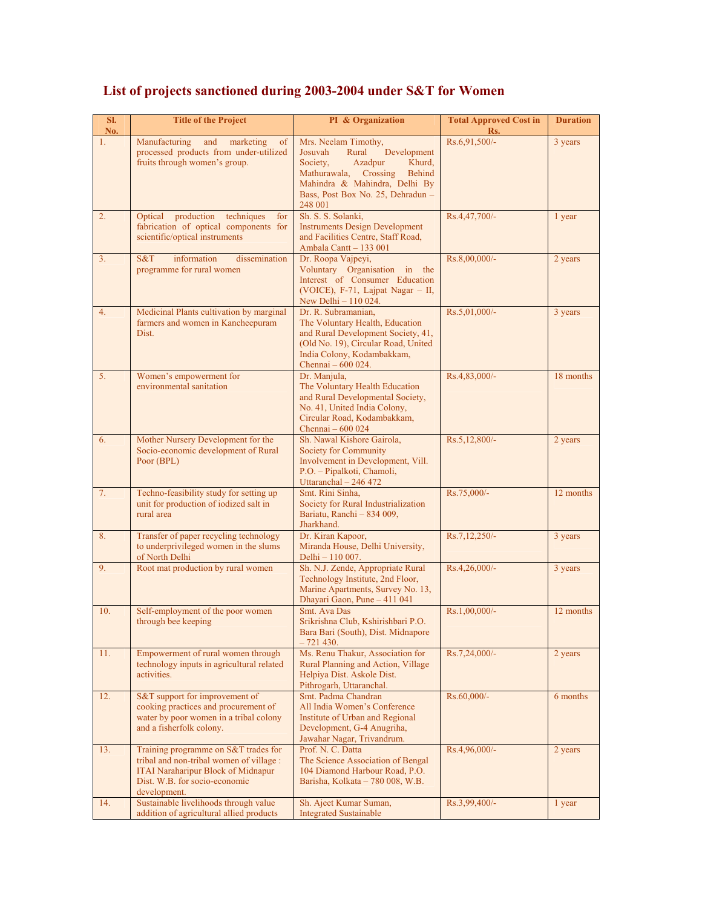# List of projects sanctioned during 2003-2004 under S&T for Women

| Sl. No. | Title of the Project | PI & Organization | Total Approved Cost in Rs. | Duration |
|---|---|---|---|---|
| 1. | Manufacturing and marketing of processed products from under-utilized fruits through women's group. | Mrs. Neelam Timothy, Josuvah Rural Development Society, Azadpur Khurd, Mathurawala, Crossing Behind Mahindra & Mahindra, Delhi By Bass, Post Box No. 25, Dehradun – 248 001 | Rs.6,91,500/- | 3 years |
| 2. | Optical production techniques for fabrication of optical components for scientific/optical instruments | Sh. S. S. Solanki, Instruments Design Development and Facilities Centre, Staff Road, Ambala Cantt – 133 001 | Rs.4,47,700/- | 1 year |
| 3. | S&T information dissemination programme for rural women | Dr. Roopa Vajpeyi, Voluntary Organisation in the Interest of Consumer Education (VOICE), F-71, Lajpat Nagar – II, New Delhi – 110 024. | Rs.8,00,000/- | 2 years |
| 4. | Medicinal Plants cultivation by marginal farmers and women in Kancheepuram Dist. | Dr. R. Subramanian, The Voluntary Health, Education and Rural Development Society, 41, (Old No. 19), Circular Road, United India Colony, Kodambakkam, Chennai – 600 024. | Rs.5,01,000/- | 3 years |
| 5. | Women's empowerment for environmental sanitation | Dr. Manjula, The Voluntary Health Education and Rural Developmental Society, No. 41, United India Colony, Circular Road, Kodambakkam, Chennai – 600 024 | Rs.4,83,000/- | 18 months |
| 6. | Mother Nursery Development for the Socio-economic development of Rural Poor (BPL) | Sh. Nawal Kishore Gairola, Society for Community Involvement in Development, Vill. P.O. – Pipalkoti, Chamoli, Uttaranchal – 246 472 | Rs.5,12,800/- | 2 years |
| 7. | Techno-feasibility study for setting up unit for production of iodized salt in rural area | Smt. Rini Sinha, Society for Rural Industrialization Bariatu, Ranchi – 834 009, Jharkhand. | Rs.75,000/- | 12 months |
| 8. | Transfer of paper recycling technology to underprivileged women in the slums of North Delhi | Dr. Kiran Kapoor, Miranda House, Delhi University, Delhi – 110 007. | Rs.7,12,250/- | 3 years |
| 9. | Root mat production by rural women | Sh. N.J. Zende, Appropriate Rural Technology Institute, 2nd Floor, Marine Apartments, Survey No. 13, Dhayari Gaon, Pune – 411 041 | Rs.4,26,000/- | 3 years |
| 10. | Self-employment of the poor women through bee keeping | Smt. Ava Das Srikrishna Club, Kshirishbari P.O. Bara Bari (South), Dist. Midnapore – 721 430. | Rs.1,00,000/- | 12 months |
| 11. | Empowerment of rural women through technology inputs in agricultural related activities. | Ms. Renu Thakur, Association for Rural Planning and Action, Village Helpiya Dist. Askole Dist. Pithrogarh, Uttaranchal. | Rs.7,24,000/- | 2 years |
| 12. | S&T support for improvement of cooking practices and procurement of water by poor women in a tribal colony and a fisherfolk colony. | Smt. Padma Chandran All India Women's Conference Institute of Urban and Regional Development, G-4 Anugriha, Jawahar Nagar, Trivandrum. | Rs.60,000/- | 6 months |
| 13. | Training programme on S&T trades for tribal and non-tribal women of village : ITAI Naraharipur Block of Midnapur Dist. W.B. for socio-economic development. | Prof. N. C. Datta The Science Association of Bengal 104 Diamond Harbour Road, P.O. Barisha, Kolkata – 780 008, W.B. | Rs.4,96,000/- | 2 years |
| 14. | Sustainable livelihoods through value addition of agricultural allied products | Sh. Ajeet Kumar Suman, Integrated Sustainable | Rs.3,99,400/- | 1 year |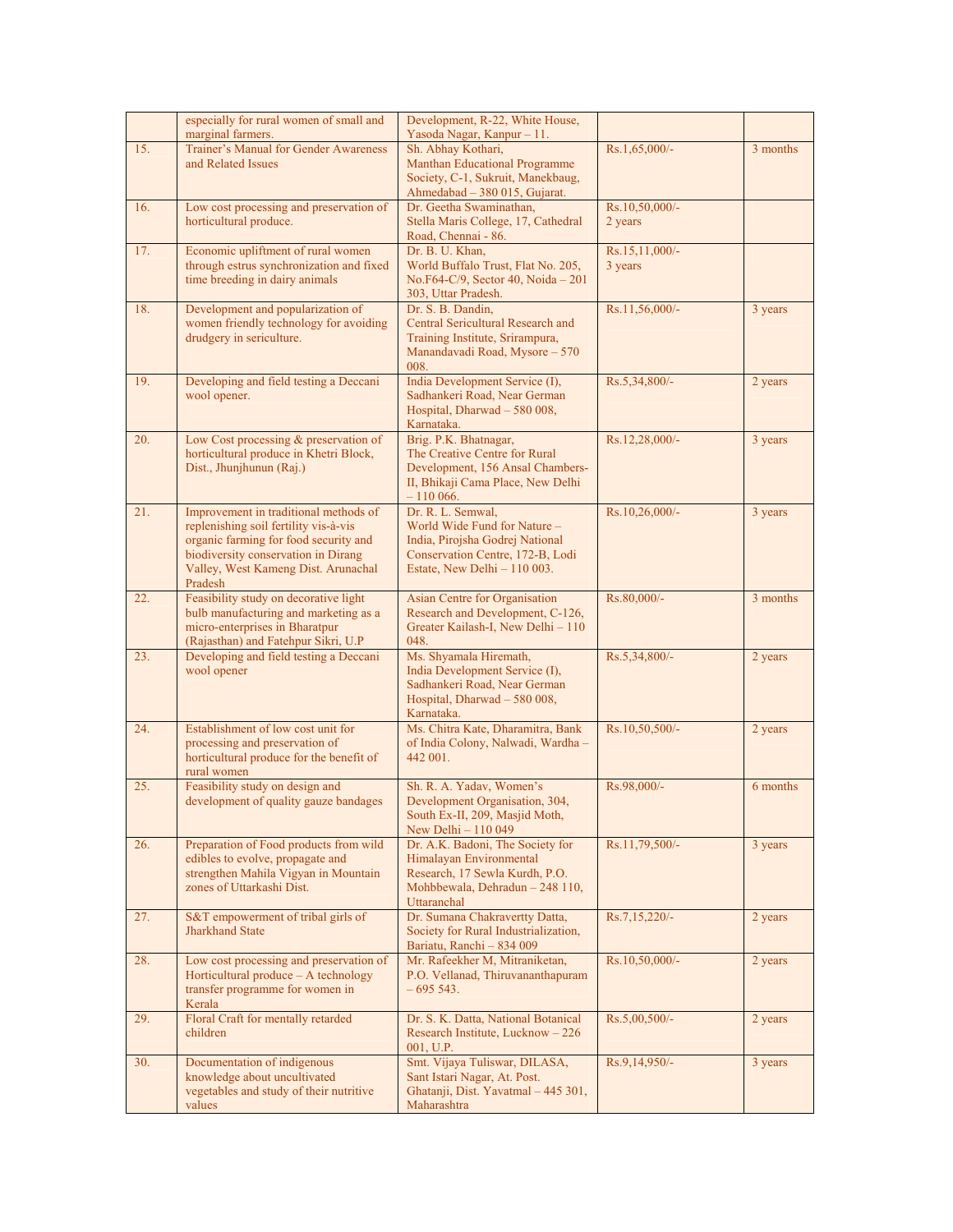|  | especially for rural women of small and marginal farmers. | Development, R-22, White House, Yasoda Nagar, Kanpur – 11. |  |  |
|---|---|---|---|---|
| 15. | Trainer's Manual for Gender Awareness and Related Issues | Sh. Abhay Kothari, Manthan Educational Programme Society, C-1, Sukruit, Manekbaug, Ahmedabad – 380 015, Gujarat. | Rs.1,65,000/- | 3 months |
| 16. | Low cost processing and preservation of horticultural produce. | Dr. Geetha Swaminathan, Stella Maris College, 17, Cathedral Road, Chennai - 86. | Rs.10,50,000/- 2 years |  |
| 17. | Economic upliftment of rural women through estrus synchronization and fixed time breeding in dairy animals | Dr. B. U. Khan, World Buffalo Trust, Flat No. 205, No.F64-C/9, Sector 40, Noida – 201 303, Uttar Pradesh. | Rs.15,11,000/- 3 years |  |
| 18. | Development and popularization of women friendly technology for avoiding drudgery in sericulture. | Dr. S. B. Dandin, Central Sericultural Research and Training Institute, Srirampura, Manandavadi Road, Mysore – 570 008. | Rs.11,56,000/- | 3 years |
| 19. | Developing and field testing a Deccani wool opener. | India Development Service (I), Sadhankeri Road, Near German Hospital, Dharwad – 580 008, Karnataka. | Rs.5,34,800/- | 2 years |
| 20. | Low Cost processing & preservation of horticultural produce in Khetri Block, Dist., Jhunjhunun (Raj.) | Brig. P.K. Bhatnagar, The Creative Centre for Rural Development, 156 Ansal Chambers-II, Bhikaji Cama Place, New Delhi – 110 066. | Rs.12,28,000/- | 3 years |
| 21. | Improvement in traditional methods of replenishing soil fertility vis-à-vis organic farming for food security and biodiversity conservation in Dirang Valley, West Kameng Dist. Arunachal Pradesh | Dr. R. L. Semwal, World Wide Fund for Nature – India, Pirojsha Godrej National Conservation Centre, 172-B, Lodi Estate, New Delhi – 110 003. | Rs.10,26,000/- | 3 years |
| 22. | Feasibility study on decorative light bulb manufacturing and marketing as a micro-enterprises in Bharatpur (Rajasthan) and Fatehpur Sikri, U.P | Asian Centre for Organisation Research and Development, C-126, Greater Kailash-I, New Delhi – 110 048. | Rs.80,000/- | 3 months |
| 23. | Developing and field testing a Deccani wool opener | Ms. Shyamala Hiremath, India Development Service (I), Sadhankeri Road, Near German Hospital, Dharwad – 580 008, Karnataka. | Rs.5,34,800/- | 2 years |
| 24. | Establishment of low cost unit for processing and preservation of horticultural produce for the benefit of rural women | Ms. Chitra Kate, Dharamitra, Bank of India Colony, Nalwadi, Wardha – 442 001. | Rs.10,50,500/- | 2 years |
| 25. | Feasibility study on design and development of quality gauze bandages | Sh. R. A. Yadav, Women's Development Organisation, 304, South Ex-II, 209, Masjid Moth, New Delhi – 110 049 | Rs.98,000/- | 6 months |
| 26. | Preparation of Food products from wild edibles to evolve, propagate and strengthen Mahila Vigyan in Mountain zones of Uttarkashi Dist. | Dr. A.K. Badoni, The Society for Himalayan Environmental Research, 17 Sewla Kurdh, P.O. Mohbbewala, Dehradun – 248 110, Uttaranchal | Rs.11,79,500/- | 3 years |
| 27. | S&T empowerment of tribal girls of Jharkhand State | Dr. Sumana Chakravertty Datta, Society for Rural Industrialization, Bariatu, Ranchi – 834 009 | Rs.7,15,220/- | 2 years |
| 28. | Low cost processing and preservation of Horticultural produce – A technology transfer programme for women in Kerala | Mr. Rafeekher M, Mitraniketan, P.O. Vellanad, Thiruvananthapuram – 695 543. | Rs.10,50,000/- | 2 years |
| 29. | Floral Craft for mentally retarded children | Dr. S. K. Datta, National Botanical Research Institute, Lucknow – 226 001, U.P. | Rs.5,00,500/- | 2 years |
| 30. | Documentation of indigenous knowledge about uncultivated vegetables and study of their nutritive values | Smt. Vijaya Tuliswar, DILASA, Sant Istari Nagar, At. Post. Ghatanji, Dist. Yavatmal – 445 301, Maharashtra | Rs.9,14,950/- | 3 years |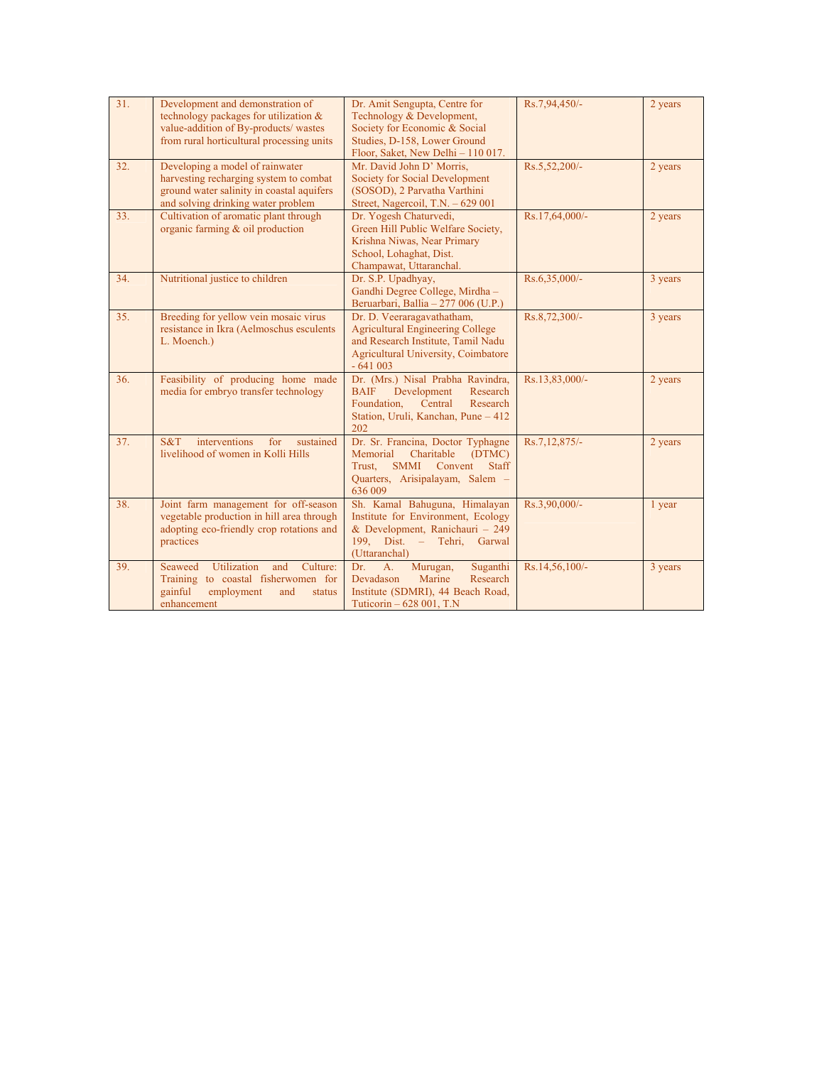| | | | | |
|---|---|---|---|---|
| 31. | Development and demonstration of technology packages for utilization & value-addition of By-products/ wastes from rural horticultural processing units | Dr. Amit Sengupta, Centre for Technology & Development, Society for Economic & Social Studies, D-158, Lower Ground Floor, Saket, New Delhi – 110 017. | Rs.7,94,450/- | 2 years |
| 32. | Developing a model of rainwater harvesting recharging system to combat ground water salinity in coastal aquifers and solving drinking water problem | Mr. David John D' Morris, Society for Social Development (SOSOD), 2 Parvatha Varthini Street, Nagercoil, T.N. – 629 001 | Rs.5,52,200/- | 2 years |
| 33. | Cultivation of aromatic plant through organic farming & oil production | Dr. Yogesh Chaturvedi, Green Hill Public Welfare Society, Krishna Niwas, Near Primary School, Lohaghat, Dist. Champawat, Uttaranchal. | Rs.17,64,000/- | 2 years |
| 34. | Nutritional justice to children | Dr. S.P. Upadhyay, Gandhi Degree College, Mirdha – Beruarbari, Ballia – 277 006 (U.P.) | Rs.6,35,000/- | 3 years |
| 35. | Breeding for yellow vein mosaic virus resistance in Ikra (Aelmoschus esculents L. Moench.) | Dr. D. Veeraragavathatham, Agricultural Engineering College and Research Institute, Tamil Nadu Agricultural University, Coimbatore - 641 003 | Rs.8,72,300/- | 3 years |
| 36. | Feasibility of producing home made media for embryo transfer technology | Dr. (Mrs.) Nisal Prabha Ravindra, BAIF Development Research Foundation, Central Research Station, Uruli, Kanchan, Pune – 412 202 | Rs.13,83,000/- | 2 years |
| 37. | S&T interventions for sustained livelihood of women in Kolli Hills | Dr. Sr. Francina, Doctor Typhagne Memorial Charitable (DTMC) Trust, SMMI Convent Staff Quarters, Arisipalayam, Salem – 636 009 | Rs.7,12,875/- | 2 years |
| 38. | Joint farm management for off-season vegetable production in hill area through adopting eco-friendly crop rotations and practices | Sh. Kamal Bahuguna, Himalayan Institute for Environment, Ecology & Development, Ranichauri – 249 199, Dist. – Tehri, Garwal (Uttaranchal) | Rs.3,90,000/- | 1 year |
| 39. | Seaweed Utilization and Culture: Training to coastal fisherwomen for gainful employment and status enhancement | Dr. A. Murugan, Suganthi Devadason Marine Research Institute (SDMRI), 44 Beach Road, Tuticorin – 628 001, T.N | Rs.14,56,100/- | 3 years |